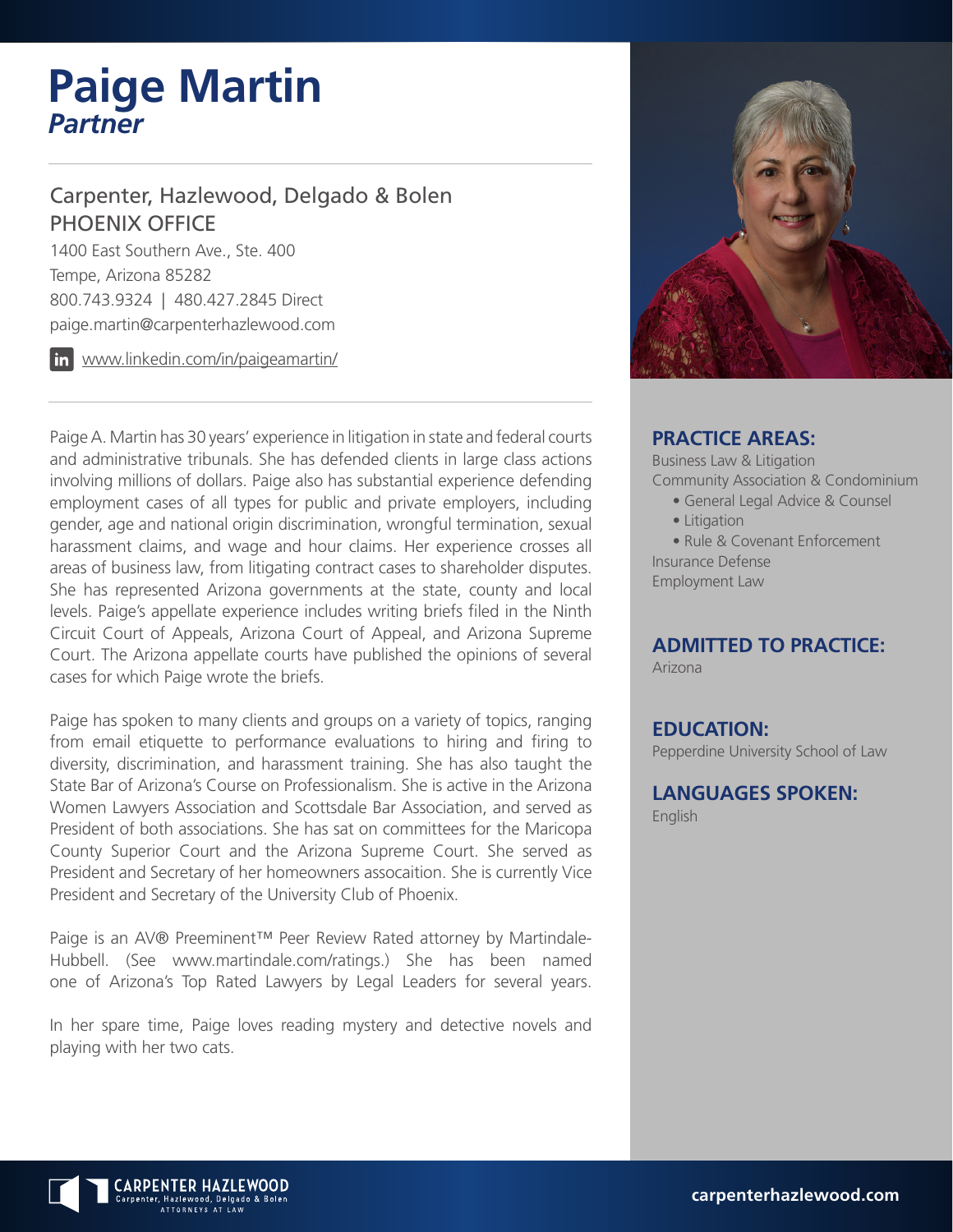# Paige Martin

***Partner***

## Carpenter, Hazlewood, Delgado & Bolen
PHOENIX OFFICE

1400 East Southern Ave., Ste. 400
Tempe, Arizona 85282
800.743.9324 | 480.427.2845 Direct
paige.martin@carpenterhazlewood.com

www.linkedin.com/in/paigeamartin/

Paige A. Martin has 30 years' experience in litigation in state and federal courts and administrative tribunals. She has defended clients in large class actions involving millions of dollars. Paige also has substantial experience defending employment cases of all types for public and private employers, including gender, age and national origin discrimination, wrongful termination, sexual harassment claims, and wage and hour claims. Her experience crosses all areas of business law, from litigating contract cases to shareholder disputes. She has represented Arizona governments at the state, county and local levels. Paige's appellate experience includes writing briefs filed in the Ninth Circuit Court of Appeals, Arizona Court of Appeal, and Arizona Supreme Court. The Arizona appellate courts have published the opinions of several cases for which Paige wrote the briefs.

Paige has spoken to many clients and groups on a variety of topics, ranging from email etiquette to performance evaluations to hiring and firing to diversity, discrimination, and harassment training. She has also taught the State Bar of Arizona's Course on Professionalism. She is active in the Arizona Women Lawyers Association and Scottsdale Bar Association, and served as President of both associations. She has sat on committees for the Maricopa County Superior Court and the Arizona Supreme Court. She served as President and Secretary of her homeowners assocaition. She is currently Vice President and Secretary of the University Club of Phoenix.

Paige is an AV® Preeminent™ Peer Review Rated attorney by Martindale-Hubbell. (See www.martindale.com/ratings.) She has been named one of Arizona's Top Rated Lawyers by Legal Leaders for several years.

In her spare time, Paige loves reading mystery and detective novels and playing with her two cats.

### PRACTICE AREAS:

Business Law & Litigation
Community Association & Condominium
- General Legal Advice & Counsel
- Litigation
- Rule & Covenant Enforcement

Insurance Defense
Employment Law

### ADMITTED TO PRACTICE:

Arizona

### EDUCATION:

Pepperdine University School of Law

### LANGUAGES SPOKEN:

English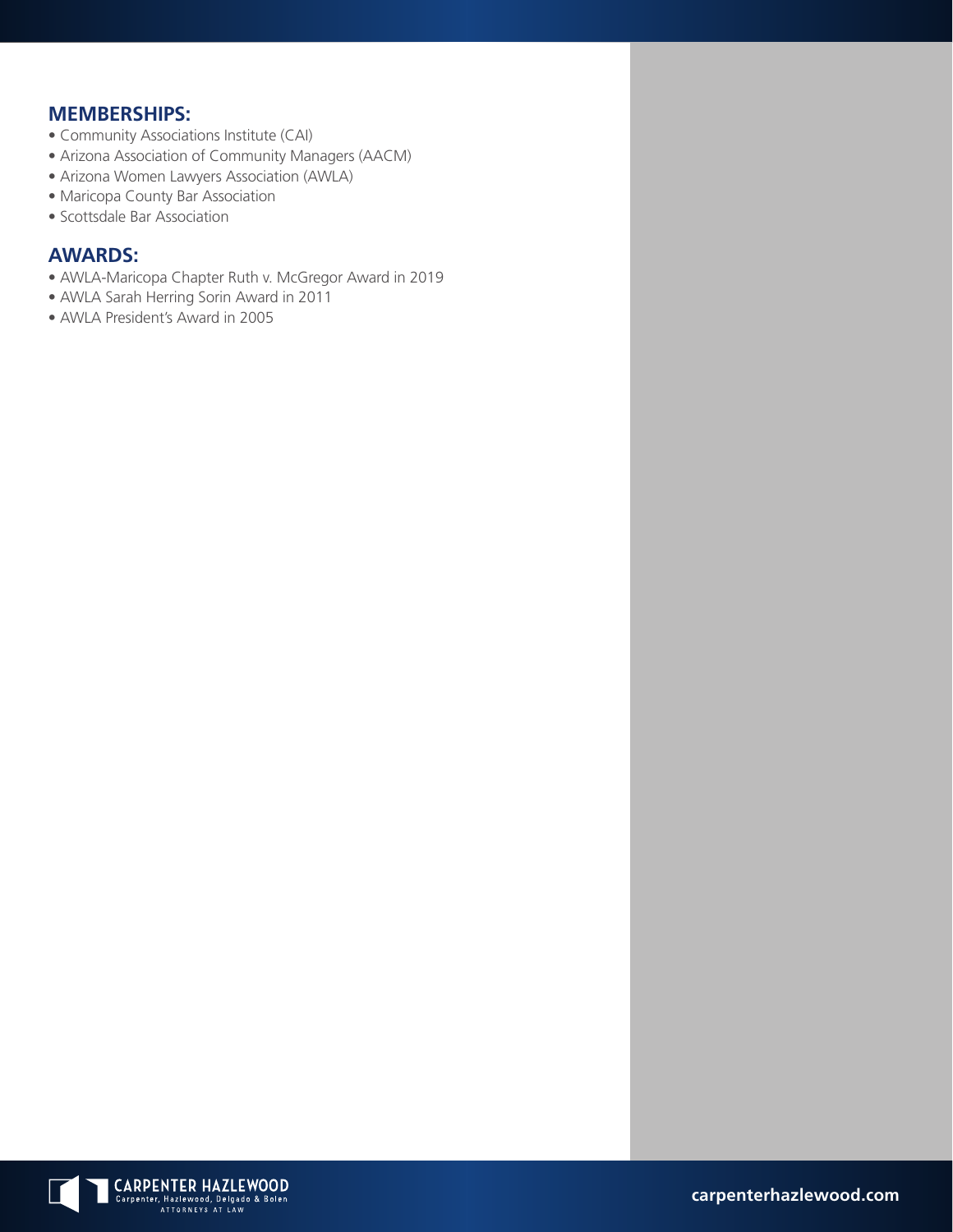## MEMBERSHIPS:

- Community Associations Institute (CAI)
- Arizona Association of Community Managers (AACM)
- Arizona Women Lawyers Association (AWLA)
- Maricopa County Bar Association
- Scottsdale Bar Association

## AWARDS:

- AWLA-Maricopa Chapter Ruth v. McGregor Award in 2019
- AWLA Sarah Herring Sorin Award in 2011
- AWLA President's Award in 2005